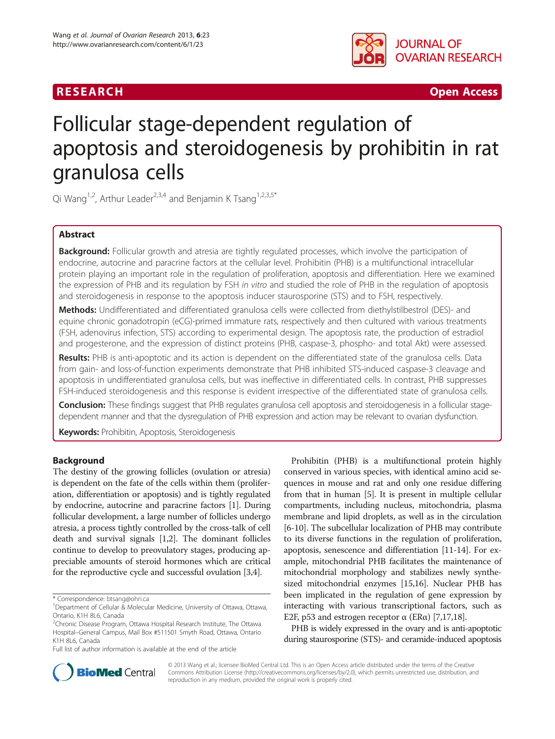RESEARCH Open Access

# Follicular stage-dependent regulation of apoptosis and steroidogenesis by prohibitin in rat granulosa cells

Qi Wang[1,2], Arthur Leader[2,3,4] and Benjamin K Tsang[1,2,3,5*]

## Abstract

**Background:** Follicular growth and atresia are tightly regulated processes, which involve the participation of endocrine, autocrine and paracrine factors at the cellular level. Prohibitin (PHB) is a multifunctional intracellular protein playing an important role in the regulation of proliferation, apoptosis and differentiation. Here we examined the expression of PHB and its regulation by FSH *in vitro* and studied the role of PHB in the regulation of apoptosis and steroidogenesis in response to the apoptosis inducer staurosporine (STS) and to FSH, respectively.

**Methods:** Undifferentiated and differentiated granulosa cells were collected from diethylstilbestrol (DES)- and equine chronic gonadotropin (eCG)-primed immature rats, respectively and then cultured with various treatments (FSH, adenovirus infection, STS) according to experimental design. The apoptosis rate, the production of estradiol and progesterone, and the expression of distinct proteins (PHB, caspase-3, phospho- and total Akt) were assessed.

**Results:** PHB is anti-apoptotic and its action is dependent on the differentiated state of the granulosa cells. Data from gain- and loss-of-function experiments demonstrate that PHB inhibited STS-induced caspase-3 cleavage and apoptosis in undifferentiated granulosa cells, but was ineffective in differentiated cells. In contrast, PHB suppresses FSH-induced steroidogenesis and this response is evident irrespective of the differentiated state of granulosa cells.

**Conclusion:** These findings suggest that PHB regulates granulosa cell apoptosis and steroidogenesis in a follicular stage-dependent manner and that the dysregulation of PHB expression and action may be relevant to ovarian dysfunction.

**Keywords:** Prohibitin, Apoptosis, Steroidogenesis

## Background

The destiny of the growing follicles (ovulation or atresia) is dependent on the fate of the cells within them (proliferation, differentiation or apoptosis) and is tightly regulated by endocrine, autocrine and paracrine factors [1]. During follicular development, a large number of follicles undergo atresia, a process tightly controlled by the cross-talk of cell death and survival signals [1,2]. The dominant follicles continue to develop to preovulatory stages, producing appreciable amounts of steroid hormones which are critical for the reproductive cycle and successful ovulation [3,4].

Prohibitin (PHB) is a multifunctional protein highly conserved in various species, with identical amino acid sequences in mouse and rat and only one residue differing from that in human [5]. It is present in multiple cellular compartments, including nucleus, mitochondria, plasma membrane and lipid droplets, as well as in the circulation [6-10]. The subcellular localization of PHB may contribute to its diverse functions in the regulation of proliferation, apoptosis, senescence and differentiation [11-14]. For example, mitochondrial PHB facilitates the maintenance of mitochondrial morphology and stabilizes newly synthesized mitochondrial enzymes [15,16]. Nuclear PHB has been implicated in the regulation of gene expression by interacting with various transcriptional factors, such as E2F, p53 and estrogen receptor α (ERα) [7,17,18].

PHB is widely expressed in the ovary and is anti-apoptotic during staurosporine (STS)- and ceramide-induced apoptosis

\* Correspondence: btsang@ohri.ca
[1]Department of Cellular & Molecular Medicine, University of Ottawa, Ottawa, Ontario, K1H 8L6, Canada
[2]Chronic Disease Program, Ottawa Hospital Research Institute, The Ottawa Hospital–General Campus, Mail Box #511501 Smyth Road, Ottawa, Ontario K1H 8L6, Canada
Full list of author information is available at the end of the article

© 2013 Wang et al.; licensee BioMed Central Ltd. This is an Open Access article distributed under the terms of the Creative Commons Attribution License (http://creativecommons.org/licenses/by/2.0), which permits unrestricted use, distribution, and reproduction in any medium, provided the original work is properly cited.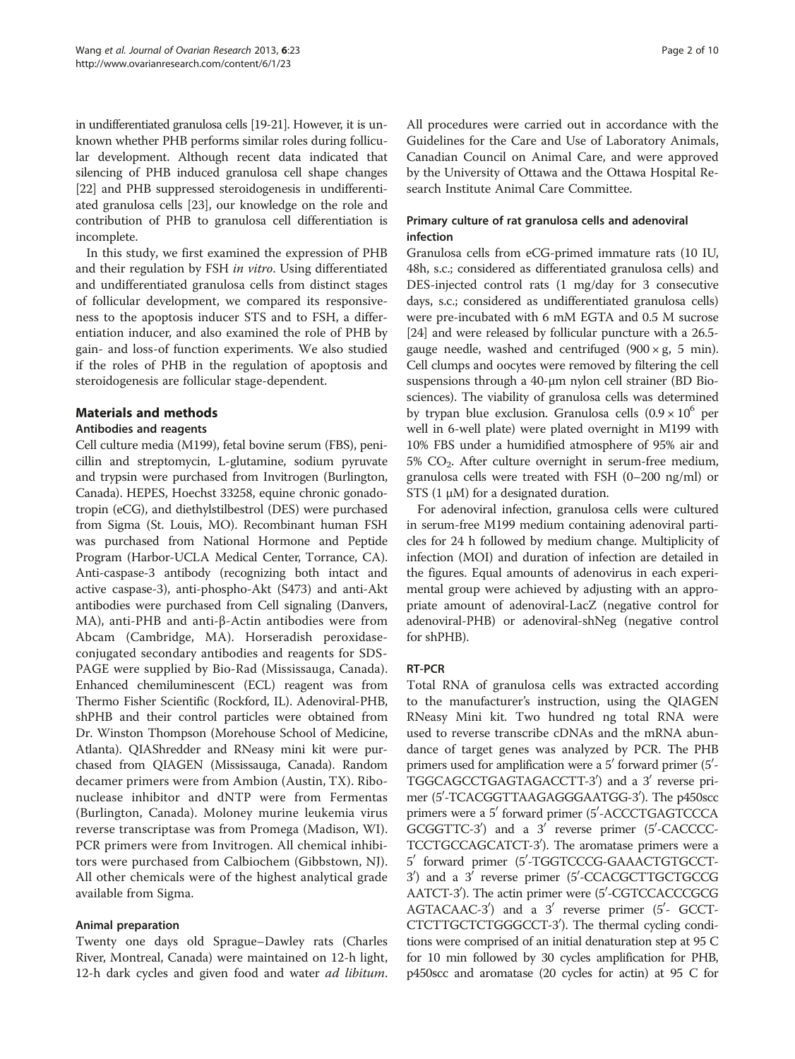in undifferentiated granulosa cells [19-21]. However, it is unknown whether PHB performs similar roles during follicular development. Although recent data indicated that silencing of PHB induced granulosa cell shape changes [22] and PHB suppressed steroidogenesis in undifferentiated granulosa cells [23], our knowledge on the role and contribution of PHB to granulosa cell differentiation is incomplete.

In this study, we first examined the expression of PHB and their regulation by FSH *in vitro*. Using differentiated and undifferentiated granulosa cells from distinct stages of follicular development, we compared its responsiveness to the apoptosis inducer STS and to FSH, a differentiation inducer, and also examined the role of PHB by gain- and loss-of function experiments. We also studied if the roles of PHB in the regulation of apoptosis and steroidogenesis are follicular stage-dependent.

## Materials and methods

### Antibodies and reagents

Cell culture media (M199), fetal bovine serum (FBS), penicillin and streptomycin, L-glutamine, sodium pyruvate and trypsin were purchased from Invitrogen (Burlington, Canada). HEPES, Hoechst 33258, equine chronic gonadotropin (eCG), and diethylstilbestrol (DES) were purchased from Sigma (St. Louis, MO). Recombinant human FSH was purchased from National Hormone and Peptide Program (Harbor-UCLA Medical Center, Torrance, CA). Anti-caspase-3 antibody (recognizing both intact and active caspase-3), anti-phospho-Akt (S473) and anti-Akt antibodies were purchased from Cell signaling (Danvers, MA), anti-PHB and anti-β-Actin antibodies were from Abcam (Cambridge, MA). Horseradish peroxidase-conjugated secondary antibodies and reagents for SDS-PAGE were supplied by Bio-Rad (Mississauga, Canada). Enhanced chemiluminescent (ECL) reagent was from Thermo Fisher Scientific (Rockford, IL). Adenoviral-PHB, shPHB and their control particles were obtained from Dr. Winston Thompson (Morehouse School of Medicine, Atlanta). QIAShredder and RNeasy mini kit were purchased from QIAGEN (Mississauga, Canada). Random decamer primers were from Ambion (Austin, TX). Ribonuclease inhibitor and dNTP were from Fermentas (Burlington, Canada). Moloney murine leukemia virus reverse transcriptase was from Promega (Madison, WI). PCR primers were from Invitrogen. All chemical inhibitors were purchased from Calbiochem (Gibbstown, NJ). All other chemicals were of the highest analytical grade available from Sigma.

### Animal preparation

Twenty one days old Sprague–Dawley rats (Charles River, Montreal, Canada) were maintained on 12-h light, 12-h dark cycles and given food and water *ad libitum*. All procedures were carried out in accordance with the Guidelines for the Care and Use of Laboratory Animals, Canadian Council on Animal Care, and were approved by the University of Ottawa and the Ottawa Hospital Research Institute Animal Care Committee.

### Primary culture of rat granulosa cells and adenoviral infection

Granulosa cells from eCG-primed immature rats (10 IU, 48h, s.c.; considered as differentiated granulosa cells) and DES-injected control rats (1 mg/day for 3 consecutive days, s.c.; considered as undifferentiated granulosa cells) were pre-incubated with 6 mM EGTA and 0.5 M sucrose [24] and were released by follicular puncture with a 26.5-gauge needle, washed and centrifuged (900 × g, 5 min). Cell clumps and oocytes were removed by filtering the cell suspensions through a 40-μm nylon cell strainer (BD Biosciences). The viability of granulosa cells was determined by trypan blue exclusion. Granulosa cells ($0.9 \times 10^6$ per well in 6-well plate) were plated overnight in M199 with 10% FBS under a humidified atmosphere of 95% air and 5% $CO_2$. After culture overnight in serum-free medium, granulosa cells were treated with FSH (0–200 ng/ml) or STS (1 μM) for a designated duration.

For adenoviral infection, granulosa cells were cultured in serum-free M199 medium containing adenoviral particles for 24 h followed by medium change. Multiplicity of infection (MOI) and duration of infection are detailed in the figures. Equal amounts of adenovirus in each experimental group were achieved by adjusting with an appropriate amount of adenoviral-LacZ (negative control for adenoviral-PHB) or adenoviral-shNeg (negative control for shPHB).

### RT-PCR

Total RNA of granulosa cells was extracted according to the manufacturer's instruction, using the QIAGEN RNeasy Mini kit. Two hundred ng total RNA were used to reverse transcribe cDNAs and the mRNA abundance of target genes was analyzed by PCR. The PHB primers used for amplification were a 5′ forward primer (5′-TGGCAGCCTGAGTAGACCTT-3′) and a 3′ reverse primer (5′-TCACGGTTAAGAGGGAATGG-3′). The p450scc primers were a 5′ forward primer (5′-ACCCTGAGTCCCAGCGGTTC-3′) and a 3′ reverse primer (5′-CACCCCTCCTGCCAGCATCT-3′). The aromatase primers were a 5′ forward primer (5′-TGGTCCCG-GAAACTGTGCCT-3′) and a 3′ reverse primer (5′-CCACGCTTGCTGCCGAATCT-3′). The actin primer were (5′-CGTCCACCCGCGAGTACAAC-3′) and a 3′ reverse primer (5′- GCCTCTCTTGCTCTGGGCCT-3′). The thermal cycling conditions were comprised of an initial denaturation step at 95 C for 10 min followed by 30 cycles amplification for PHB, p450scc and aromatase (20 cycles for actin) at 95 C for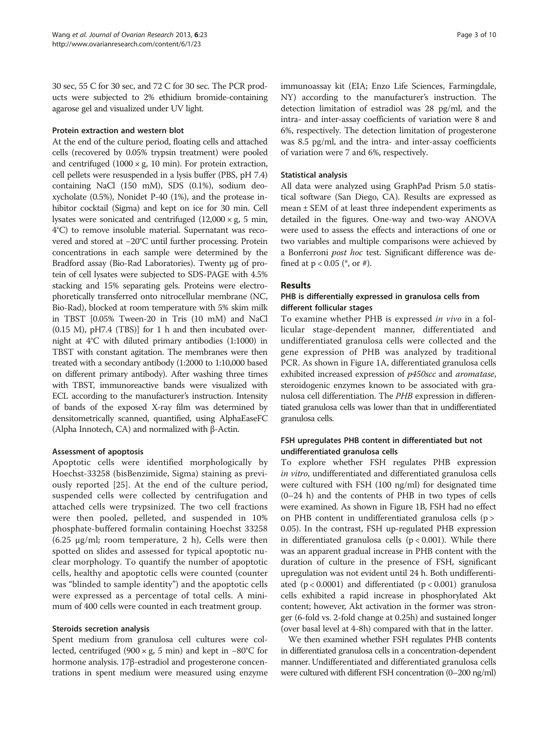30 sec, 55 C for 30 sec, and 72 C for 30 sec. The PCR products were subjected to 2% ethidium bromide-containing agarose gel and visualized under UV light.

#### Protein extraction and western blot

At the end of the culture period, floating cells and attached cells (recovered by 0.05% trypsin treatment) were pooled and centrifuged (1000 × g, 10 min). For protein extraction, cell pellets were resuspended in a lysis buffer (PBS, pH 7.4) containing NaCl (150 mM), SDS (0.1%), sodium deoxycholate (0.5%), Nonidet P-40 (1%), and the protease inhibitor cocktail (Sigma) and kept on ice for 30 min. Cell lysates were sonicated and centrifuged (12,000 × g, 5 min, 4°C) to remove insoluble material. Supernatant was recovered and stored at −20°C until further processing. Protein concentrations in each sample were determined by the Bradford assay (Bio-Rad Laboratories). Twenty μg of protein of cell lysates were subjected to SDS-PAGE with 4.5% stacking and 15% separating gels. Proteins were electrophoretically transferred onto nitrocellular membrane (NC, Bio-Rad), blocked at room temperature with 5% skim milk in TBST [0.05% Tween-20 in Tris (10 mM) and NaCl (0.15 M), pH7.4 (TBS)] for 1 h and then incubated overnight at 4°C with diluted primary antibodies (1:1000) in TBST with constant agitation. The membranes were then treated with a secondary antibody (1:2000 to 1:10,000 based on different primary antibody). After washing three times with TBST, immunoreactive bands were visualized with ECL according to the manufacturer's instruction. Intensity of bands of the exposed X-ray film was determined by densitometrically scanned, quantified, using AlphaEaseFC (Alpha Innotech, CA) and normalized with β-Actin.

#### Assessment of apoptosis

Apoptotic cells were identified morphologically by Hoechst-33258 (bisBenzimide, Sigma) staining as previously reported [25]. At the end of the culture period, suspended cells were collected by centrifugation and attached cells were trypsinized. The two cell fractions were then pooled, pelleted, and suspended in 10% phosphate-buffered formalin containing Hoechst 33258 (6.25 μg/ml; room temperature, 2 h), Cells were then spotted on slides and assessed for typical apoptotic nuclear morphology. To quantify the number of apoptotic cells, healthy and apoptotic cells were counted (counter was "blinded to sample identity") and the apoptotic cells were expressed as a percentage of total cells. A minimum of 400 cells were counted in each treatment group.

#### Steroids secretion analysis

Spent medium from granulosa cell cultures were collected, centrifuged (900 × g, 5 min) and kept in −80°C for hormone analysis. 17β-estradiol and progesterone concentrations in spent medium were measured using enzyme immunoassay kit (EIA; Enzo Life Sciences, Farmingdale, NY) according to the manufacturer's instruction. The detection limitation of estradiol was 28 pg/ml, and the intra- and inter-assay coefficients of variation were 8 and 6%, respectively. The detection limitation of progesterone was 8.5 pg/ml, and the intra- and inter-assay coefficients of variation were 7 and 6%, respectively.

#### Statistical analysis

All data were analyzed using GraphPad Prism 5.0 statistical software (San Diego, CA). Results are expressed as mean ± SEM of at least three independent experiments as detailed in the figures. One-way and two-way ANOVA were used to assess the effects and interactions of one or two variables and multiple comparisons were achieved by a Bonferroni *post hoc* test. Significant difference was defined at $p < 0.05$ (*, or #).

## Results

### PHB is differentially expressed in granulosa cells from different follicular stages

To examine whether PHB is expressed *in vivo* in a follicular stage-dependent manner, differentiated and undifferentiated granulosa cells were collected and the gene expression of PHB was analyzed by traditional PCR. As shown in Figure 1A, differentiated granulosa cells exhibited increased expression of *p450scc* and *aromatase*, steroidogenic enzymes known to be associated with granulosa cell differentiation. The *PHB* expression in differentiated granulosa cells was lower than that in undifferentiated granulosa cells.

### FSH upregulates PHB content in differentiated but not undifferentiated granulosa cells

To explore whether FSH regulates PHB expression *in vitro*, undifferentiated and differentiated granulosa cells were cultured with FSH (100 ng/ml) for designated time (0–24 h) and the contents of PHB in two types of cells were examined. As shown in Figure 1B, FSH had no effect on PHB content in undifferentiated granulosa cells ($p > 0.05$). In the contrast, FSH up-regulated PHB expression in differentiated granulosa cells ($p < 0.001$). While there was an apparent gradual increase in PHB content with the duration of culture in the presence of FSH, significant upregulation was not evident until 24 h. Both undifferentiated ($p < 0.0001$) and differentiated ($p < 0.001$) granulosa cells exhibited a rapid increase in phosphorylated Akt content; however, Akt activation in the former was stronger (6-fold vs. 2-fold change at 0.25h) and sustained longer (over basal level at 4-8h) compared with that in the latter.

We then examined whether FSH regulates PHB contents in differentiated granulosa cells in a concentration-dependent manner. Undifferentiated and differentiated granulosa cells were cultured with different FSH concentration (0–200 ng/ml)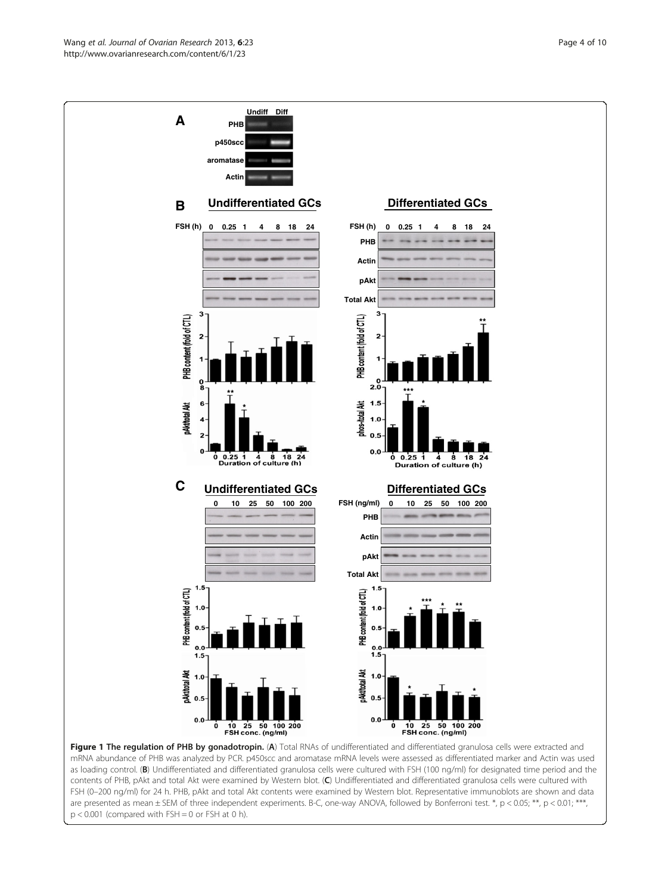**Figure 1 The regulation of PHB by gonadotropin.** (**A**) Total RNAs of undifferentiated and differentiated granulosa cells were extracted and mRNA abundance of PHB was analyzed by PCR. p450scc and aromatase mRNA levels were assessed as differentiated marker and Actin was used as loading control. (**B**) Undifferentiated and differentiated granulosa cells were cultured with FSH (100 ng/ml) for designated time period and the contents of PHB, pAkt and total Akt were examined by Western blot. (**C**) Undifferentiated and differentiated granulosa cells were cultured with FSH (0–200 ng/ml) for 24 h. PHB, pAkt and total Akt contents were examined by Western blot. Representative immunoblots are shown and data are presented as mean ± SEM of three independent experiments. B-C, one-way ANOVA, followed by Bonferroni test. *, $p < 0.05$; **, $p < 0.01$; ***, $p < 0.001$ (compared with FSH = 0 or FSH at 0 h).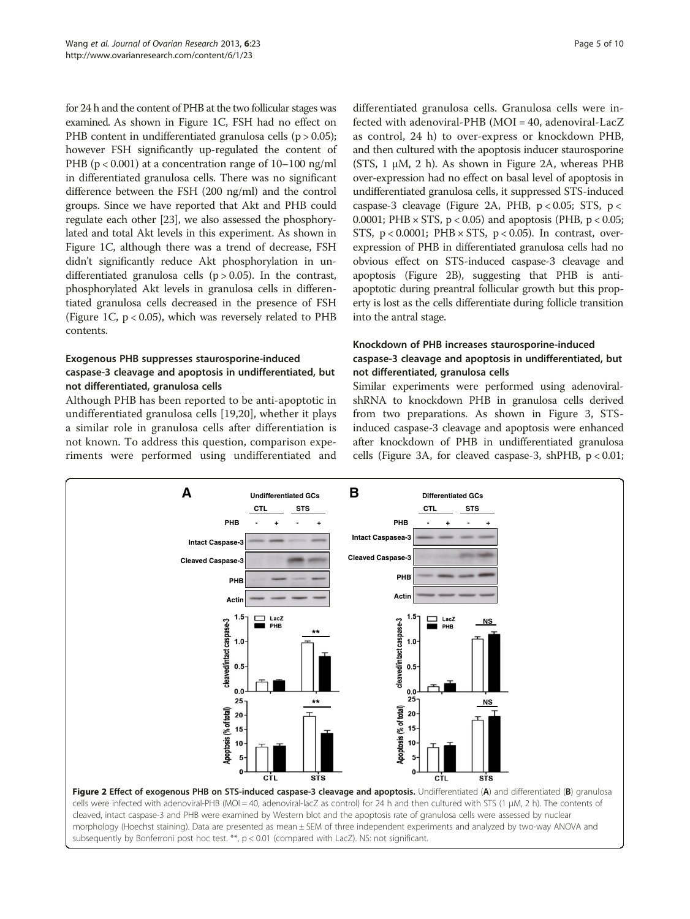for 24 h and the content of PHB at the two follicular stages was examined. As shown in Figure 1C, FSH had no effect on PHB content in undifferentiated granulosa cells ($p > 0.05$); however FSH significantly up-regulated the content of PHB ($p < 0.001$) at a concentration range of 10–100 ng/ml in differentiated granulosa cells. There was no significant difference between the FSH (200 ng/ml) and the control groups. Since we have reported that Akt and PHB could regulate each other [23], we also assessed the phosphorylated and total Akt levels in this experiment. As shown in Figure 1C, although there was a trend of decrease, FSH didn't significantly reduce Akt phosphorylation in undifferentiated granulosa cells ($p > 0.05$). In the contrast, phosphorylated Akt levels in granulosa cells in differentiated granulosa cells decreased in the presence of FSH (Figure 1C, $p < 0.05$), which was reversely related to PHB contents.

### Exogenous PHB suppresses staurosporine-induced caspase-3 cleavage and apoptosis in undifferentiated, but not differentiated, granulosa cells

Although PHB has been reported to be anti-apoptotic in undifferentiated granulosa cells [19,20], whether it plays a similar role in granulosa cells after differentiation is not known. To address this question, comparison experiments were performed using undifferentiated and differentiated granulosa cells. Granulosa cells were infected with adenoviral-PHB (MOI = 40, adenoviral-LacZ as control, 24 h) to over-express or knockdown PHB, and then cultured with the apoptosis inducer staurosporine (STS, 1 μM, 2 h). As shown in Figure 2A, whereas PHB over-expression had no effect on basal level of apoptosis in undifferentiated granulosa cells, it suppressed STS-induced caspase-3 cleavage (Figure 2A, PHB, $p < 0.05$; STS, $p < 0.0001$; PHB × STS, $p < 0.05$) and apoptosis (PHB, $p < 0.05$; STS, $p < 0.0001$; PHB × STS, $p < 0.05$). In contrast, over-expression of PHB in differentiated granulosa cells had no obvious effect on STS-induced caspase-3 cleavage and apoptosis (Figure 2B), suggesting that PHB is anti-apoptotic during preantral follicular growth but this property is lost as the cells differentiate during follicle transition into the antral stage.

### Knockdown of PHB increases staurosporine-induced caspase-3 cleavage and apoptosis in undifferentiated, but not differentiated, granulosa cells

Similar experiments were performed using adenoviral-shRNA to knockdown PHB in granulosa cells derived from two preparations. As shown in Figure 3, STS-induced caspase-3 cleavage and apoptosis were enhanced after knockdown of PHB in undifferentiated granulosa cells (Figure 3A, for cleaved caspase-3, shPHB, $p < 0.01$;

**Figure 2 Effect of exogenous PHB on STS-induced caspase-3 cleavage and apoptosis.** Undifferentiated (**A**) and differentiated (**B**) granulosa cells were infected with adenoviral-PHB (MOI = 40, adenoviral-lacZ as control) for 24 h and then cultured with STS (1 μM, 2 h). The contents of cleaved, intact caspase-3 and PHB were examined by Western blot and the apoptosis rate of granulosa cells were assessed by nuclear morphology (Hoechst staining). Data are presented as mean ± SEM of three independent experiments and analyzed by two-way ANOVA and subsequently by Bonferroni post hoc test. **, $p < 0.01$ (compared with LacZ). NS: not significant.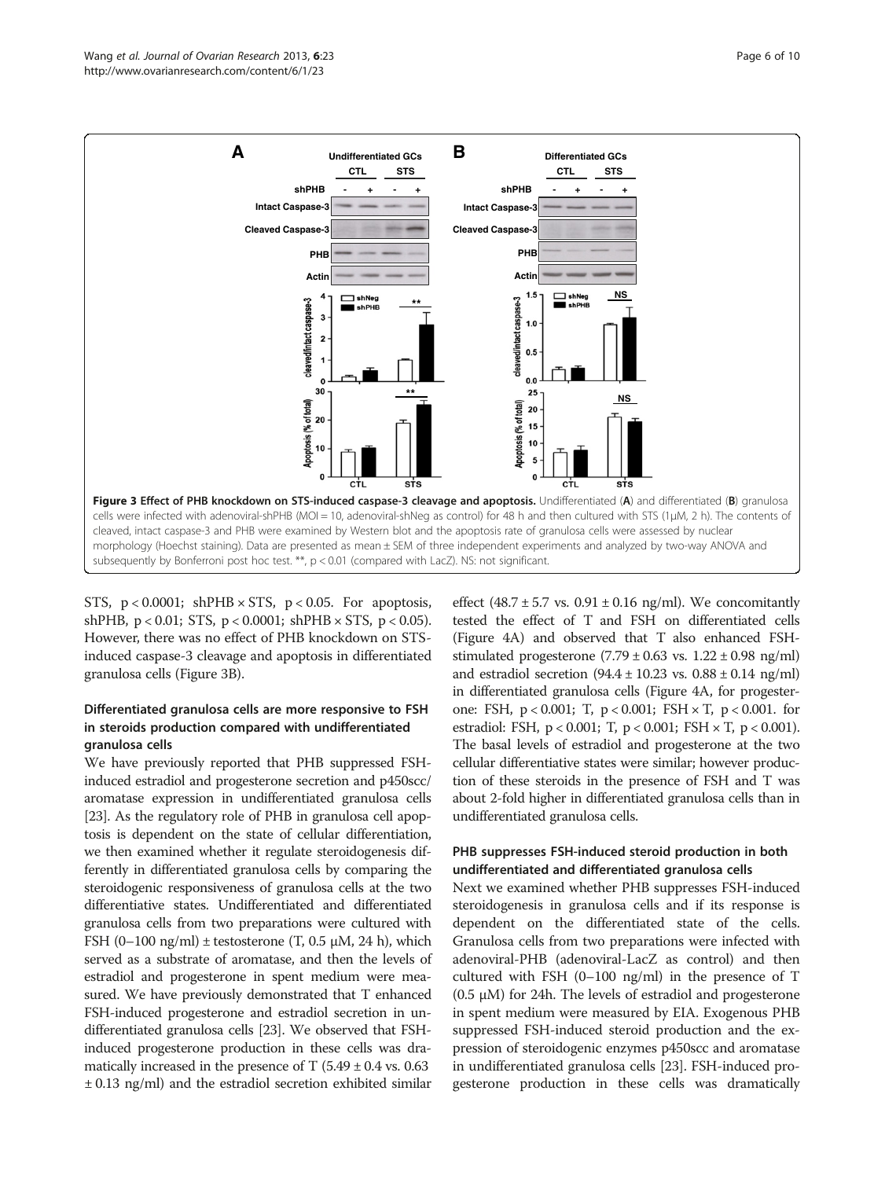**Figure 3 Effect of PHB knockdown on STS-induced caspase-3 cleavage and apoptosis.** Undifferentiated (**A**) and differentiated (**B**) granulosa cells were infected with adenoviral-shPHB (MOI = 10, adenoviral-shNeg as control) for 48 h and then cultured with STS (1μM, 2 h). The contents of cleaved, intact caspase-3 and PHB were examined by Western blot and the apoptosis rate of granulosa cells were assessed by nuclear morphology (Hoechst staining). Data are presented as mean ± SEM of three independent experiments and analyzed by two-way ANOVA and subsequently by Bonferroni post hoc test. **, $p < 0.01$ (compared with LacZ). NS: not significant.

STS, $p < 0.0001$; shPHB × STS, $p < 0.05$. For apoptosis, shPHB, $p < 0.01$; STS, $p < 0.0001$; shPHB × STS, $p < 0.05$). However, there was no effect of PHB knockdown on STS-induced caspase-3 cleavage and apoptosis in differentiated granulosa cells (Figure 3B).

### Differentiated granulosa cells are more responsive to FSH in steroids production compared with undifferentiated granulosa cells

We have previously reported that PHB suppressed FSH-induced estradiol and progesterone secretion and p450scc/aromatase expression in undifferentiated granulosa cells [23]. As the regulatory role of PHB in granulosa cell apoptosis is dependent on the state of cellular differentiation, we then examined whether it regulate steroidogenesis differently in differentiated granulosa cells by comparing the steroidogenic responsiveness of granulosa cells at the two differentiative states. Undifferentiated and differentiated granulosa cells from two preparations were cultured with FSH (0–100 ng/ml) ± testosterone (T, 0.5 μM, 24 h), which served as a substrate of aromatase, and then the levels of estradiol and progesterone in spent medium were measured. We have previously demonstrated that T enhanced FSH-induced progesterone and estradiol secretion in undifferentiated granulosa cells [23]. We observed that FSH-induced progesterone production in these cells was dramatically increased in the presence of T (5.49 ± 0.4 vs. 0.63 ± 0.13 ng/ml) and the estradiol secretion exhibited similar effect (48.7 ± 5.7 vs. 0.91 ± 0.16 ng/ml). We concomitantly tested the effect of T and FSH on differentiated cells (Figure 4A) and observed that T also enhanced FSH-stimulated progesterone (7.79 ± 0.63 vs. 1.22 ± 0.98 ng/ml) and estradiol secretion (94.4 ± 10.23 vs. 0.88 ± 0.14 ng/ml) in differentiated granulosa cells (Figure 4A, for progesterone: FSH, $p < 0.001$; T, $p < 0.001$; FSH × T, $p < 0.001$. for estradiol: FSH, $p < 0.001$; T, $p < 0.001$; FSH × T, $p < 0.001$). The basal levels of estradiol and progesterone at the two cellular differentiative states were similar; however production of these steroids in the presence of FSH and T was about 2-fold higher in differentiated granulosa cells than in undifferentiated granulosa cells.

### PHB suppresses FSH-induced steroid production in both undifferentiated and differentiated granulosa cells

Next we examined whether PHB suppresses FSH-induced steroidogenesis in granulosa cells and if its response is dependent on the differentiated state of the cells. Granulosa cells from two preparations were infected with adenoviral-PHB (adenoviral-LacZ as control) and then cultured with FSH (0–100 ng/ml) in the presence of T (0.5 μM) for 24h. The levels of estradiol and progesterone in spent medium were measured by EIA. Exogenous PHB suppressed FSH-induced steroid production and the expression of steroidogenic enzymes p450scc and aromatase in undifferentiated granulosa cells [23]. FSH-induced progesterone production in these cells was dramatically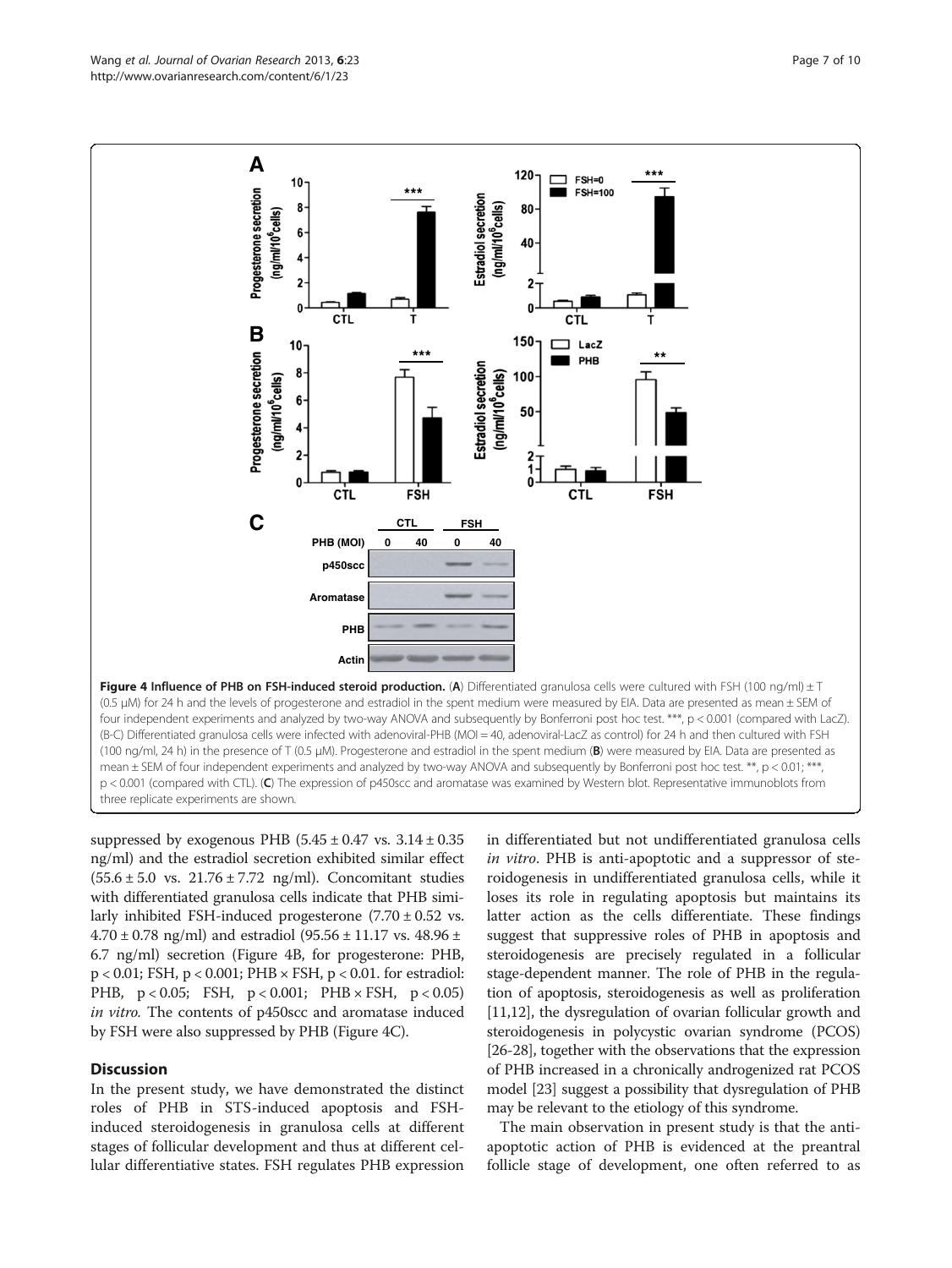**Figure 4 Influence of PHB on FSH-induced steroid production.** (**A**) Differentiated granulosa cells were cultured with FSH (100 ng/ml) ± T (0.5 μM) for 24 h and the levels of progesterone and estradiol in the spent medium were measured by EIA. Data are presented as mean ± SEM of four independent experiments and analyzed by two-way ANOVA and subsequently by Bonferroni post hoc test. ***, p < 0.001 (compared with LacZ). (B-C) Differentiated granulosa cells were infected with adenoviral-PHB (MOI = 40, adenoviral-LacZ as control) for 24 h and then cultured with FSH (100 ng/ml, 24 h) in the presence of T (0.5 μM). Progesterone and estradiol in the spent medium (**B**) were measured by EIA. Data are presented as mean ± SEM of four independent experiments and analyzed by two-way ANOVA and subsequently by Bonferroni post hoc test. **, p < 0.01; ***, p < 0.001 (compared with CTL). (**C**) The expression of p450scc and aromatase was examined by Western blot. Representative immunoblots from three replicate experiments are shown.

suppressed by exogenous PHB (5.45 ± 0.47 vs. 3.14 ± 0.35 ng/ml) and the estradiol secretion exhibited similar effect (55.6 ± 5.0 vs. 21.76 ± 7.72 ng/ml). Concomitant studies with differentiated granulosa cells indicate that PHB similarly inhibited FSH-induced progesterone (7.70 ± 0.52 vs. 4.70 ± 0.78 ng/ml) and estradiol (95.56 ± 11.17 vs. 48.96 ± 6.7 ng/ml) secretion (Figure 4B, for progesterone: PHB, $p < 0.01$; FSH, $p < 0.001$; PHB × FSH, $p < 0.01$. for estradiol: PHB, $p < 0.05$; FSH, $p < 0.001$; PHB × FSH, $p < 0.05$) *in vitro.* The contents of p450scc and aromatase induced by FSH were also suppressed by PHB (Figure 4C).

## Discussion

In the present study, we have demonstrated the distinct roles of PHB in STS-induced apoptosis and FSH-induced steroidogenesis in granulosa cells at different stages of follicular development and thus at different cellular differentiative states. FSH regulates PHB expression in differentiated but not undifferentiated granulosa cells *in vitro*. PHB is anti-apoptotic and a suppressor of steroidogenesis in undifferentiated granulosa cells, while it loses its role in regulating apoptosis but maintains its latter action as the cells differentiate. These findings suggest that suppressive roles of PHB in apoptosis and steroidogenesis are precisely regulated in a follicular stage-dependent manner. The role of PHB in the regulation of apoptosis, steroidogenesis as well as proliferation [11,12], the dysregulation of ovarian follicular growth and steroidogenesis in polycystic ovarian syndrome (PCOS) [26-28], together with the observations that the expression of PHB increased in a chronically androgenized rat PCOS model [23] suggest a possibility that dysregulation of PHB may be relevant to the etiology of this syndrome.

The main observation in present study is that the anti-apoptotic action of PHB is evidenced at the preantral follicle stage of development, one often referred to as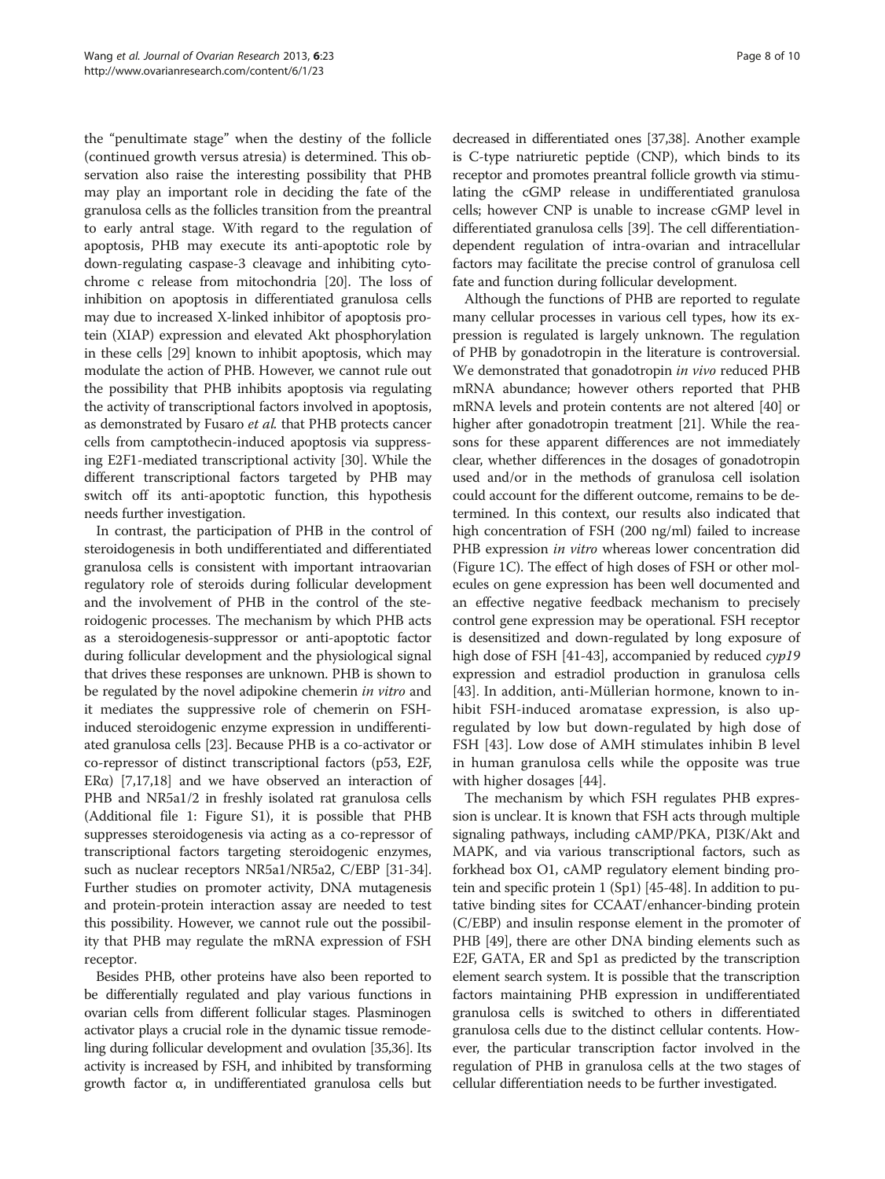the "penultimate stage" when the destiny of the follicle (continued growth versus atresia) is determined. This observation also raise the interesting possibility that PHB may play an important role in deciding the fate of the granulosa cells as the follicles transition from the preantral to early antral stage. With regard to the regulation of apoptosis, PHB may execute its anti-apoptotic role by down-regulating caspase-3 cleavage and inhibiting cytochrome c release from mitochondria [20]. The loss of inhibition on apoptosis in differentiated granulosa cells may due to increased X-linked inhibitor of apoptosis protein (XIAP) expression and elevated Akt phosphorylation in these cells [29] known to inhibit apoptosis, which may modulate the action of PHB. However, we cannot rule out the possibility that PHB inhibits apoptosis via regulating the activity of transcriptional factors involved in apoptosis, as demonstrated by Fusaro *et al.* that PHB protects cancer cells from camptothecin-induced apoptosis via suppressing E2F1-mediated transcriptional activity [30]. While the different transcriptional factors targeted by PHB may switch off its anti-apoptotic function, this hypothesis needs further investigation.

In contrast, the participation of PHB in the control of steroidogenesis in both undifferentiated and differentiated granulosa cells is consistent with important intraovarian regulatory role of steroids during follicular development and the involvement of PHB in the control of the steroidogenic processes. The mechanism by which PHB acts as a steroidogenesis-suppressor or anti-apoptotic factor during follicular development and the physiological signal that drives these responses are unknown. PHB is shown to be regulated by the novel adipokine chemerin *in vitro* and it mediates the suppressive role of chemerin on FSH-induced steroidogenic enzyme expression in undifferentiated granulosa cells [23]. Because PHB is a co-activator or co-repressor of distinct transcriptional factors (p53, E2F, ERα) [7,17,18] and we have observed an interaction of PHB and NR5a1/2 in freshly isolated rat granulosa cells (Additional file 1: Figure S1), it is possible that PHB suppresses steroidogenesis via acting as a co-repressor of transcriptional factors targeting steroidogenic enzymes, such as nuclear receptors NR5a1/NR5a2, C/EBP [31-34]. Further studies on promoter activity, DNA mutagenesis and protein-protein interaction assay are needed to test this possibility. However, we cannot rule out the possibility that PHB may regulate the mRNA expression of FSH receptor.

Besides PHB, other proteins have also been reported to be differentially regulated and play various functions in ovarian cells from different follicular stages. Plasminogen activator plays a crucial role in the dynamic tissue remodeling during follicular development and ovulation [35,36]. Its activity is increased by FSH, and inhibited by transforming growth factor α, in undifferentiated granulosa cells but decreased in differentiated ones [37,38]. Another example is C-type natriuretic peptide (CNP), which binds to its receptor and promotes preantral follicle growth via stimulating the cGMP release in undifferentiated granulosa cells; however CNP is unable to increase cGMP level in differentiated granulosa cells [39]. The cell differentiation-dependent regulation of intra-ovarian and intracellular factors may facilitate the precise control of granulosa cell fate and function during follicular development.

Although the functions of PHB are reported to regulate many cellular processes in various cell types, how its expression is regulated is largely unknown. The regulation of PHB by gonadotropin in the literature is controversial. We demonstrated that gonadotropin *in vivo* reduced PHB mRNA abundance; however others reported that PHB mRNA levels and protein contents are not altered [40] or higher after gonadotropin treatment [21]. While the reasons for these apparent differences are not immediately clear, whether differences in the dosages of gonadotropin used and/or in the methods of granulosa cell isolation could account for the different outcome, remains to be determined. In this context, our results also indicated that high concentration of FSH (200 ng/ml) failed to increase PHB expression *in vitro* whereas lower concentration did (Figure 1C). The effect of high doses of FSH or other molecules on gene expression has been well documented and an effective negative feedback mechanism to precisely control gene expression may be operational. FSH receptor is desensitized and down-regulated by long exposure of high dose of FSH [41-43], accompanied by reduced *cyp19* expression and estradiol production in granulosa cells [43]. In addition, anti-Müllerian hormone, known to inhibit FSH-induced aromatase expression, is also up-regulated by low but down-regulated by high dose of FSH [43]. Low dose of AMH stimulates inhibin B level in human granulosa cells while the opposite was true with higher dosages [44].

The mechanism by which FSH regulates PHB expression is unclear. It is known that FSH acts through multiple signaling pathways, including cAMP/PKA, PI3K/Akt and MAPK, and via various transcriptional factors, such as forkhead box O1, cAMP regulatory element binding protein and specific protein 1 (Sp1) [45-48]. In addition to putative binding sites for CCAAT/enhancer-binding protein (C/EBP) and insulin response element in the promoter of PHB [49], there are other DNA binding elements such as E2F, GATA, ER and Sp1 as predicted by the transcription element search system. It is possible that the transcription factors maintaining PHB expression in undifferentiated granulosa cells is switched to others in differentiated granulosa cells due to the distinct cellular contents. However, the particular transcription factor involved in the regulation of PHB in granulosa cells at the two stages of cellular differentiation needs to be further investigated.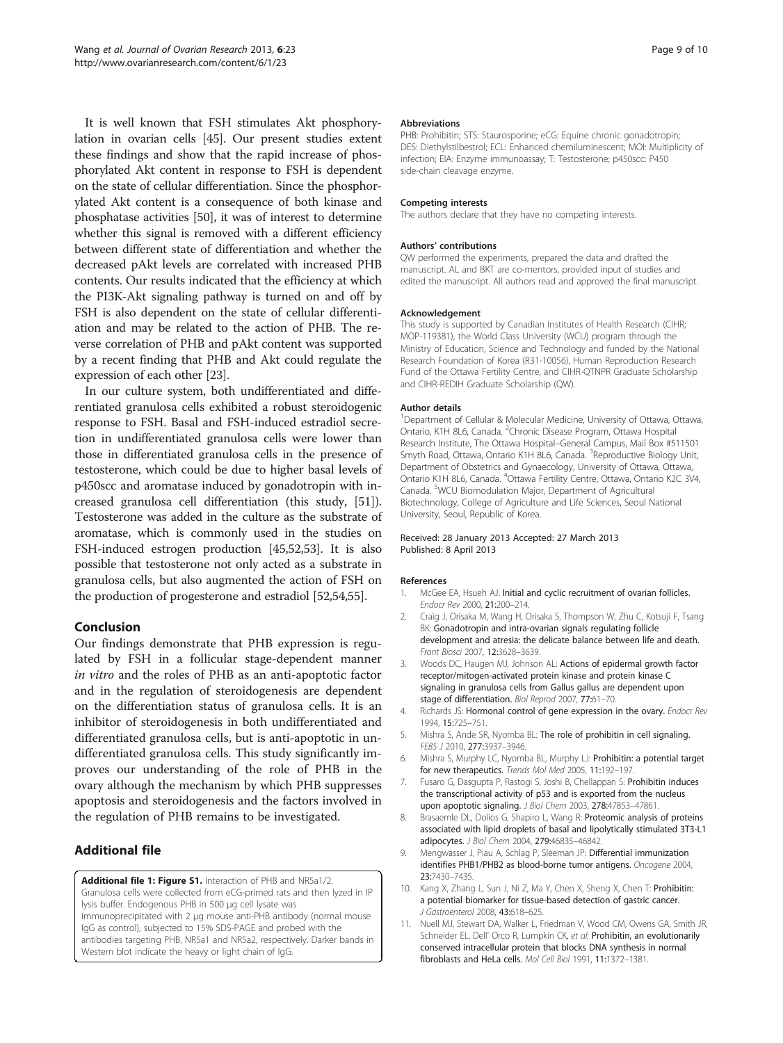It is well known that FSH stimulates Akt phosphorylation in ovarian cells [45]. Our present studies extent these findings and show that the rapid increase of phosphorylated Akt content in response to FSH is dependent on the state of cellular differentiation. Since the phosphorylated Akt content is a consequence of both kinase and phosphatase activities [50], it was of interest to determine whether this signal is removed with a different efficiency between different state of differentiation and whether the decreased pAkt levels are correlated with increased PHB contents. Our results indicated that the efficiency at which the PI3K-Akt signaling pathway is turned on and off by FSH is also dependent on the state of cellular differentiation and may be related to the action of PHB. The reverse correlation of PHB and pAkt content was supported by a recent finding that PHB and Akt could regulate the expression of each other [23].

In our culture system, both undifferentiated and differentiated granulosa cells exhibited a robust steroidogenic response to FSH. Basal and FSH-induced estradiol secretion in undifferentiated granulosa cells were lower than those in differentiated granulosa cells in the presence of testosterone, which could be due to higher basal levels of p450scc and aromatase induced by gonadotropin with increased granulosa cell differentiation (this study, [51]). Testosterone was added in the culture as the substrate of aromatase, which is commonly used in the studies on FSH-induced estrogen production [45,52,53]. It is also possible that testosterone not only acted as a substrate in granulosa cells, but also augmented the action of FSH on the production of progesterone and estradiol [52,54,55].

## Conclusion

Our findings demonstrate that PHB expression is regulated by FSH in a follicular stage-dependent manner *in vitro* and the roles of PHB as an anti-apoptotic factor and in the regulation of steroidogenesis are dependent on the differentiation status of granulosa cells. It is an inhibitor of steroidogenesis in both undifferentiated and differentiated granulosa cells, but is anti-apoptotic in undifferentiated granulosa cells. This study significantly improves our understanding of the role of PHB in the ovary although the mechanism by which PHB suppresses apoptosis and steroidogenesis and the factors involved in the regulation of PHB remains to be investigated.

## Additional file

**Additional file 1: Figure S1.** Interaction of PHB and NR5a1/2. Granulosa cells were collected from eCG-primed rats and then lyzed in IP lysis buffer. Endogenous PHB in 500 μg cell lysate was immunoprecipitated with 2 μg mouse anti-PHB antibody (normal mouse IgG as control), subjected to 15% SDS-PAGE and probed with the antibodies targeting PHB, NR5a1 and NR5a2, respectively. Darker bands in Western blot indicate the heavy or light chain of IgG.

#### Abbreviations

PHB: Prohibitin; STS: Staurosporine; eCG: Equine chronic gonadotropin; DES: Diethylstilbestrol; ECL: Enhanced chemiluminescent; MOI: Multiplicity of infection; EIA: Enzyme immunoassay; T: Testosterone; p450scc: P450 side-chain cleavage enzyme.

#### Competing interests

The authors declare that they have no competing interests.

#### Authors' contributions

QW performed the experiments, prepared the data and drafted the manuscript. AL and BKT are co-mentors, provided input of studies and edited the manuscript. All authors read and approved the final manuscript.

#### Acknowledgement

This study is supported by Canadian Institutes of Health Research (CIHR; MOP-119381), the World Class University (WCU) program through the Ministry of Education, Science and Technology and funded by the National Research Foundation of Korea (R31-10056), Human Reproduction Research Fund of the Ottawa Fertility Centre, and CIHR-QTNPR Graduate Scholarship and CIHR-REDIH Graduate Scholarship (QW).

#### Author details

[1]Department of Cellular & Molecular Medicine, University of Ottawa, Ottawa, Ontario, K1H 8L6, Canada. [2]Chronic Disease Program, Ottawa Hospital Research Institute, The Ottawa Hospital–General Campus, Mail Box #511501 Smyth Road, Ottawa, Ontario K1H 8L6, Canada. [3]Reproductive Biology Unit, Department of Obstetrics and Gynaecology, University of Ottawa, Ottawa, Ontario K1H 8L6, Canada. [4]Ottawa Fertility Centre, Ottawa, Ontario K2C 3V4, Canada. [5]WCU Biomodulation Major, Department of Agricultural Biotechnology, College of Agriculture and Life Sciences, Seoul National University, Seoul, Republic of Korea.

Received: 28 January 2013 Accepted: 27 March 2013
Published: 8 April 2013

#### References

1. McGee EA, Hsueh AJ: **Initial and cyclic recruitment of ovarian follicles.** *Endocr Rev* 2000, **21**:200–214.
2. Craig J, Orisaka M, Wang H, Orisaka S, Thompson W, Zhu C, Kotsuji F, Tsang BK: **Gonadotropin and intra-ovarian signals regulating follicle development and atresia: the delicate balance between life and death.** *Front Biosci* 2007, **12**:3628–3639.
3. Woods DC, Haugen MJ, Johnson AL: **Actions of epidermal growth factor receptor/mitogen-activated protein kinase and protein kinase C signaling in granulosa cells from Gallus gallus are dependent upon stage of differentiation.** *Biol Reprod* 2007, **77**:61–70.
4. Richards JS: **Hormonal control of gene expression in the ovary.** *Endocr Rev* 1994, **15**:725–751.
5. Mishra S, Ande SR, Nyomba BL: **The role of prohibitin in cell signaling.** *FEBS J* 2010, **277**:3937–3946.
6. Mishra S, Murphy LC, Nyomba BL, Murphy LJ: **Prohibitin: a potential target for new therapeutics.** *Trends Mol Med* 2005, **11**:192–197.
7. Fusaro G, Dasgupta P, Rastogi S, Joshi B, Chellappan S: **Prohibitin induces the transcriptional activity of p53 and is exported from the nucleus upon apoptotic signaling.** *J Biol Chem* 2003, **278**:47853–47861.
8. Brasaemle DL, Dolios G, Shapiro L, Wang R: **Proteomic analysis of proteins associated with lipid droplets of basal and lipolytically stimulated 3T3-L1 adipocytes.** *J Biol Chem* 2004, **279**:46835–46842.
9. Mengwasser J, Piau A, Schlag P, Sleeman JP: **Differential immunization identifies PHB1/PHB2 as blood-borne tumor antigens.** *Oncogene* 2004, **23**:7430–7435.
10. Kang X, Zhang L, Sun J, Ni Z, Ma Y, Chen X, Sheng X, Chen T: **Prohibitin: a potential biomarker for tissue-based detection of gastric cancer.** *J Gastroenterol* 2008, **43**:618–625.
11. Nuell MJ, Stewart DA, Walker L, Friedman V, Wood CM, Owens GA, Smith JR, Schneider EL, Dell' Orco R, Lumpkin CK, *et al*: **Prohibitin, an evolutionarily conserved intracellular protein that blocks DNA synthesis in normal fibroblasts and HeLa cells.** *Mol Cell Biol* 1991, **11**:1372–1381.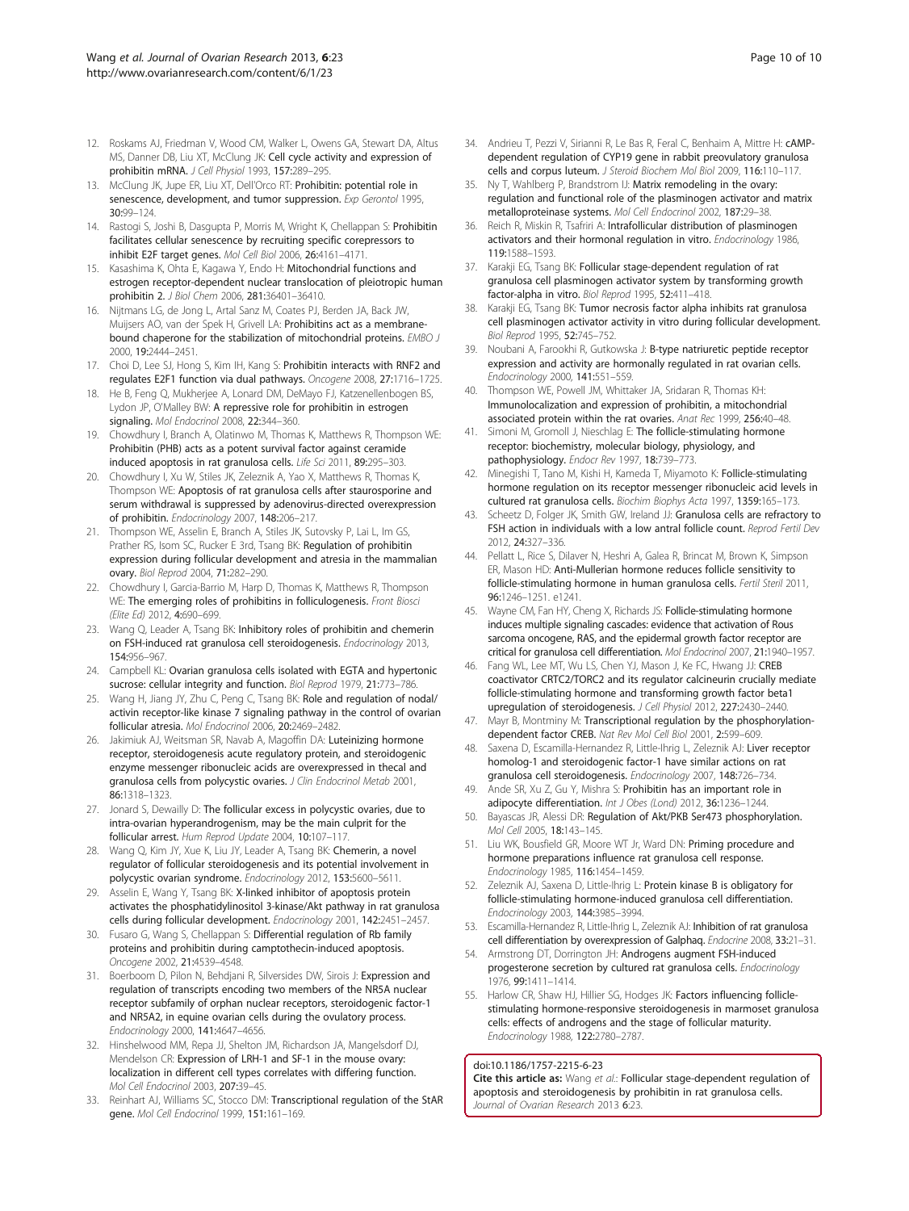12. Roskams AJ, Friedman V, Wood CM, Walker L, Owens GA, Stewart DA, Altus MS, Danner DB, Liu XT, McClung JK: **Cell cycle activity and expression of prohibitin mRNA.** *J Cell Physiol* 1993, **157:**289–295.
13. McClung JK, Jupe ER, Liu XT, Dell'Orco RT: **Prohibitin: potential role in senescence, development, and tumor suppression.** *Exp Gerontol* 1995, **30:**99–124.
14. Rastogi S, Joshi B, Dasgupta P, Morris M, Wright K, Chellappan S: **Prohibitin facilitates cellular senescence by recruiting specific corepressors to inhibit E2F target genes.** *Mol Cell Biol* 2006, **26:**4161–4171.
15. Kasashima K, Ohta E, Kagawa Y, Endo H: **Mitochondrial functions and estrogen receptor-dependent nuclear translocation of pleiotropic human prohibitin 2.** *J Biol Chem* 2006, **281:**36401–36410.
16. Nijtmans LG, de Jong L, Artal Sanz M, Coates PJ, Berden JA, Back JW, Muijsers AO, van der Spek H, Grivell LA: **Prohibitins act as a membrane-bound chaperone for the stabilization of mitochondrial proteins.** *EMBO J* 2000, **19:**2444–2451.
17. Choi D, Lee SJ, Hong S, Kim IH, Kang S: **Prohibitin interacts with RNF2 and regulates E2F1 function via dual pathways.** *Oncogene* 2008, **27:**1716–1725.
18. He B, Feng Q, Mukherjee A, Lonard DM, DeMayo FJ, Katzenellenbogen BS, Lydon JP, O'Malley BW: **A repressive role for prohibitin in estrogen signaling.** *Mol Endocrinol* 2008, **22:**344–360.
19. Chowdhury I, Branch A, Olatinwo M, Thomas K, Matthews R, Thompson WE: **Prohibitin (PHB) acts as a potent survival factor against ceramide induced apoptosis in rat granulosa cells.** *Life Sci* 2011, **89:**295–303.
20. Chowdhury I, Xu W, Stiles JK, Zeleznik A, Yao X, Matthews R, Thomas K, Thompson WE: **Apoptosis of rat granulosa cells after staurosporine and serum withdrawal is suppressed by adenovirus-directed overexpression of prohibitin.** *Endocrinology* 2007, **148:**206–217.
21. Thompson WE, Asselin E, Branch A, Stiles JK, Sutovsky P, Lai L, Im GS, Prather RS, Isom SC, Rucker E 3rd, Tsang BK: **Regulation of prohibitin expression during follicular development and atresia in the mammalian ovary.** *Biol Reprod* 2004, **71:**282–290.
22. Chowdhury I, Garcia-Barrio M, Harp D, Thomas K, Matthews R, Thompson WE: **The emerging roles of prohibitins in folliculogenesis.** *Front Biosci (Elite Ed)* 2012, **4:**690–699.
23. Wang Q, Leader A, Tsang BK: **Inhibitory roles of prohibitin and chemerin on FSH-induced rat granulosa cell steroidogenesis.** *Endocrinology* 2013, **154:**956–967.
24. Campbell KL: **Ovarian granulosa cells isolated with EGTA and hypertonic sucrose: cellular integrity and function.** *Biol Reprod* 1979, **21:**773–786.
25. Wang H, Jiang JY, Zhu C, Peng C, Tsang BK: **Role and regulation of nodal/activin receptor-like kinase 7 signaling pathway in the control of ovarian follicular atresia.** *Mol Endocrinol* 2006, **20:**2469–2482.
26. Jakimiuk AJ, Weitsman SR, Navab A, Magoffin DA: **Luteinizing hormone receptor, steroidogenesis acute regulatory protein, and steroidogenic enzyme messenger ribonucleic acids are overexpressed in thecal and granulosa cells from polycystic ovaries.** *J Clin Endocrinol Metab* 2001, **86:**1318–1323.
27. Jonard S, Dewailly D: **The follicular excess in polycystic ovaries, due to intra-ovarian hyperandrogenism, may be the main culprit for the follicular arrest.** *Hum Reprod Update* 2004, **10:**107–117.
28. Wang Q, Kim JY, Xue K, Liu JY, Leader A, Tsang BK: **Chemerin, a novel regulator of follicular steroidogenesis and its potential involvement in polycystic ovarian syndrome.** *Endocrinology* 2012, **153:**5600–5611.
29. Asselin E, Wang Y, Tsang BK: **X-linked inhibitor of apoptosis protein activates the phosphatidylinositol 3-kinase/Akt pathway in rat granulosa cells during follicular development.** *Endocrinology* 2001, **142:**2451–2457.
30. Fusaro G, Wang S, Chellappan S: **Differential regulation of Rb family proteins and prohibitin during camptothecin-induced apoptosis.** *Oncogene* 2002, **21:**4539–4548.
31. Boerboom D, Pilon N, Behdjani R, Silversides DW, Sirois J: **Expression and regulation of transcripts encoding two members of the NR5A nuclear receptor subfamily of orphan nuclear receptors, steroidogenic factor-1 and NR5A2, in equine ovarian cells during the ovulatory process.** *Endocrinology* 2000, **141:**4647–4656.
32. Hinshelwood MM, Repa JJ, Shelton JM, Richardson JA, Mangelsdorf DJ, Mendelson CR: **Expression of LRH-1 and SF-1 in the mouse ovary: localization in different cell types correlates with differing function.** *Mol Cell Endocrinol* 2003, **207:**39–45.
33. Reinhart AJ, Williams SC, Stocco DM: **Transcriptional regulation of the StAR gene.** *Mol Cell Endocrinol* 1999, **151:**161–169.
34. Andrieu T, Pezzi V, Sirianni R, Le Bas R, Feral C, Benhaim A, Mittre H: **cAMP-dependent regulation of CYP19 gene in rabbit preovulatory granulosa cells and corpus luteum.** *J Steroid Biochem Mol Biol* 2009, **116:**110–117.
35. Ny T, Wahlberg P, Brandstrom IJ: **Matrix remodeling in the ovary: regulation and functional role of the plasminogen activator and matrix metalloproteinase systems.** *Mol Cell Endocrinol* 2002, **187:**29–38.
36. Reich R, Miskin R, Tsafriri A: **Intrafollicular distribution of plasminogen activators and their hormonal regulation in vitro.** *Endocrinology* 1986, **119:**1588–1593.
37. Karakji EG, Tsang BK: **Follicular stage-dependent regulation of rat granulosa cell plasminogen activator system by transforming growth factor-alpha in vitro.** *Biol Reprod* 1995, **52:**411–418.
38. Karakji EG, Tsang BK: **Tumor necrosis factor alpha inhibits rat granulosa cell plasminogen activator activity in vitro during follicular development.** *Biol Reprod* 1995, **52:**745–752.
39. Noubani A, Farookhi R, Gutkowska J: **B-type natriuretic peptide receptor expression and activity are hormonally regulated in rat ovarian cells.** *Endocrinology* 2000, **141:**551–559.
40. Thompson WE, Powell JM, Whittaker JA, Sridaran R, Thomas KH: **Immunolocalization and expression of prohibitin, a mitochondrial associated protein within the rat ovaries.** *Anat Rec* 1999, **256:**40–48.
41. Simoni M, Gromoll J, Nieschlag E: **The follicle-stimulating hormone receptor: biochemistry, molecular biology, physiology, and pathophysiology.** *Endocr Rev* 1997, **18:**739–773.
42. Minegishi T, Tano M, Kishi H, Kameda T, Miyamoto K: **Follicle-stimulating hormone regulation on its receptor messenger ribonucleic acid levels in cultured rat granulosa cells.** *Biochim Biophys Acta* 1997, **1359:**165–173.
43. Scheetz D, Folger JK, Smith GW, Ireland JJ: **Granulosa cells are refractory to FSH action in individuals with a low antral follicle count.** *Reprod Fertil Dev* 2012, **24:**327–336.
44. Pellatt L, Rice S, Dilaver N, Heshri A, Galea R, Brincat M, Brown K, Simpson ER, Mason HD: **Anti-Mullerian hormone reduces follicle sensitivity to follicle-stimulating hormone in human granulosa cells.** *Fertil Steril* 2011, **96:**1246–1251. e1241.
45. Wayne CM, Fan HY, Cheng X, Richards JS: **Follicle-stimulating hormone induces multiple signaling cascades: evidence that activation of Rous sarcoma oncogene, RAS, and the epidermal growth factor receptor are critical for granulosa cell differentiation.** *Mol Endocrinol* 2007, **21:**1940–1957.
46. Fang WL, Lee MT, Wu LS, Chen YJ, Mason J, Ke FC, Hwang JJ: **CREB coactivator CRTC2/TORC2 and its regulator calcineurin crucially mediate follicle-stimulating hormone and transforming growth factor beta1 upregulation of steroidogenesis.** *J Cell Physiol* 2012, **227:**2430–2440.
47. Mayr B, Montminy M: **Transcriptional regulation by the phosphorylation-dependent factor CREB.** *Nat Rev Mol Cell Biol* 2001, **2:**599–609.
48. Saxena D, Escamilla-Hernandez R, Little-Ihrig L, Zeleznik AJ: **Liver receptor homolog-1 and steroidogenic factor-1 have similar actions on rat granulosa cell steroidogenesis.** *Endocrinology* 2007, **148:**726–734.
49. Ande SR, Xu Z, Gu Y, Mishra S: **Prohibitin has an important role in adipocyte differentiation.** *Int J Obes (Lond)* 2012, **36:**1236–1244.
50. Bayascas JR, Alessi DR: **Regulation of Akt/PKB Ser473 phosphorylation.** *Mol Cell* 2005, **18:**143–145.
51. Liu WK, Bousfield GR, Moore WT Jr, Ward DN: **Priming procedure and hormone preparations influence rat granulosa cell response.** *Endocrinology* 1985, **116:**1454–1459.
52. Zeleznik AJ, Saxena D, Little-Ihrig L: **Protein kinase B is obligatory for follicle-stimulating hormone-induced granulosa cell differentiation.** *Endocrinology* 2003, **144:**3985–3994.
53. Escamilla-Hernandez R, Little-Ihrig L, Zeleznik AJ: **Inhibition of rat granulosa cell differentiation by overexpression of Galphaq.** *Endocrine* 2008, **33:**21–31.
54. Armstrong DT, Dorrington JH: **Androgens augment FSH-induced progesterone secretion by cultured rat granulosa cells.** *Endocrinology* 1976, **99:**1411–1414.
55. Harlow CR, Shaw HJ, Hillier SG, Hodges JK: **Factors influencing follicle-stimulating hormone-responsive steroidogenesis in marmoset granulosa cells: effects of androgens and the stage of follicular maturity.** *Endocrinology* 1988, **122:**2780–2787.

doi:10.1186/1757-2215-6-23

**Cite this article as:** Wang *et al.*: Follicular stage-dependent regulation of apoptosis and steroidogenesis by prohibitin in rat granulosa cells. *Journal of Ovarian Research* 2013 **6**:23.